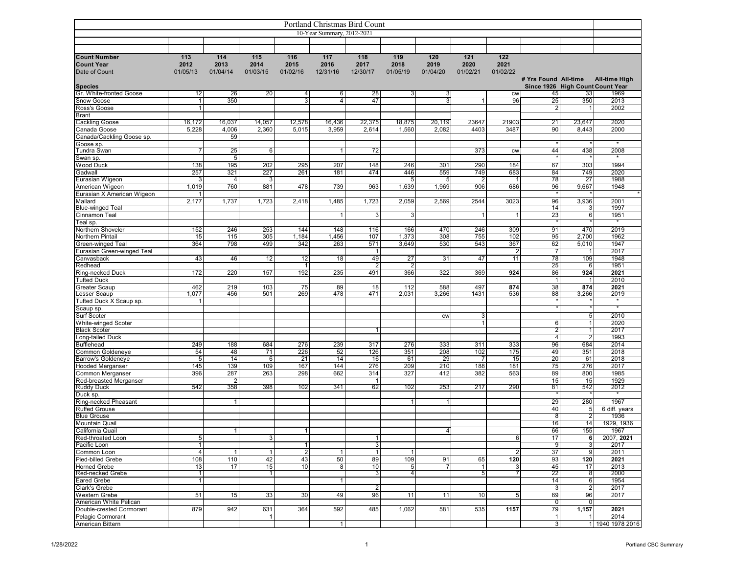# Portland Christmas Bird Count

10-Year Summary, 2012-2021

| Count Number | 113 | 114 | 115 | 116 | 117 | 118 | 119 | 120 | 121 | 122 | | | |
|---|---|---|---|---|---|---|---|---|---|---|---|---|---|
| Count Year | 2012 | 2013 | 2014 | 2015 | 2016 | 2017 | 2018 | 2019 | 2020 | 2021 | | | |
| Date of Count | 01/05/13 | 01/04/14 | 01/03/15 | 01/02/16 | 12/31/16 | 12/30/17 | 01/05/19 | 01/04/20 | 01/02/21 | 01/02/22 | # Yrs Found Since 1926 | All-time High Count | All-time High Count Year |
| **Species** | | | | | | | | | | | | | |
| Gr. White-fronted Goose | 12 | 26 | 20 | 4 | 6 | 28 | 3 | 3 | | cw | 45 | 33 | 1969 |
| Snow Goose | 1 | 350 | | 3 | 4 | 47 | | 3 | 1 | 96 | 25 | 350 | 2013 |
| Ross's Goose | 1 | | | | | | | | | | 2 | 1 | 2002 |
| Brant | | | | | | | | | | | | | |
| Cackling Goose | 16,172 | 16,037 | 14,057 | 12,578 | 16,436 | 22,375 | 18,875 | 20,119 | 23647 | 21903 | 21 | 23,647 | 2020 |
| Canada Goose | 5,228 | 4,006 | 2,360 | 5,015 | 3,959 | 2,614 | 1,560 | 2,082 | 4403 | 3487 | 90 | 8,443 | 2000 |
| Canada/Cackling Goose sp. | | 59 | | | | | | | | | | | |
| Goose sp. | | | | | | | | | | | * | * | * |
| Tundra Swan | 7 | 25 | 6 | | 1 | 72 | | | 373 | cw | 44 | 438 | 2008 |
| Swan sp. | | 5 | | | | | | | | | * | * | * |
| Wood Duck | 138 | 195 | 202 | 295 | 207 | 148 | 246 | 301 | 290 | 184 | 67 | 303 | 1994 |
| Gadwall | 257 | 321 | 227 | 261 | 181 | 474 | 446 | 559 | 749 | 683 | 84 | 749 | 2020 |
| Eurasian Wigeon | 3 | 4 | 3 | | | | 5 | 5 | 2 | 1 | 78 | 27 | 1988 |
| American Wigeon | 1,019 | 760 | 881 | 478 | 739 | 963 | 1,639 | 1,969 | 906 | 686 | 96 | 9,667 | 1948 |
| Eurasian X American Wigeon | 1 | | | | | | | | | | * | * | * |
| Mallard | 2,177 | 1,737 | 1,723 | 2,418 | 1,485 | 1,723 | 2,059 | 2,569 | 2544 | 3023 | 96 | 3,936 | 2001 |
| Blue-winged Teal | | | | | | | | | | | 14 | 3 | 1997 |
| Cinnamon Teal | | | | | 1 | 3 | 3 | | 1 | 1 | 23 | 6 | 1951 |
| Teal sp. | | | | | | | | | | | * | * | * |
| Northern Shoveler | 152 | 246 | 253 | 144 | 148 | 116 | 166 | 470 | 246 | 309 | 91 | 470 | 2019 |
| Northern Pintail | 15 | 115 | 305 | 1,184 | 1,456 | 107 | 1,373 | 308 | 755 | 102 | 95 | 2,700 | 1962 |
| Green-winged Teal | 364 | 798 | 499 | 342 | 263 | 571 | 3,649 | 530 | 543 | 367 | 62 | 5,010 | 1947 |
| Eurasian Green-winged Teal | | | | | | 1 | | | | 2 | 7 | 1 | 2017 |
| Canvasback | 43 | 46 | 12 | 12 | 18 | 49 | 27 | 31 | 47 | 11 | 78 | 109 | 1948 |
| Redhead | | | | 1 | | 2 | 2 | | | | 25 | 6 | 1951 |
| Ring-necked Duck | 172 | 220 | 157 | 192 | 235 | 491 | 366 | 322 | 369 | **924** | 86 | **924** | **2021** |
| Tufted Duck | | | | | | | | | | | 1 | 1 | 2010 |
| Greater Scaup | 462 | 219 | 103 | 75 | 89 | 18 | 112 | 588 | 497 | **874** | 38 | **874** | **2021** |
| Lesser Scaup | 1,077 | 456 | 501 | 269 | 478 | 471 | 2,031 | 3,266 | 1431 | 536 | 88 | 3,266 | 2019 |
| Tufted Duck X Scaup sp. | 1 | | | | | | | | | | * | * | * |
| Scaup sp. | | | | | | | | | | | * | * | * |
| Surf Scoter | | | | | | | | cw | 3 | | | 5 | 2010 |
| White-winged Scoter | | | | | | | | | 1 | | 6 | 1 | 2020 |
| Black Scoter | | | | | | 1 | | | | | 2 | 1 | 2017 |
| Long-tailed Duck | | | | | | | | | | | 4 | 2 | 1993 |
| Bufflehead | 249 | 188 | 684 | 276 | 239 | 317 | 276 | 333 | 311 | 333 | 96 | 684 | 2014 |
| Common Goldeneye | 54 | 48 | 71 | 226 | 52 | 126 | 351 | 208 | 102 | 175 | 49 | 351 | 2018 |
| Barrow's Goldeneye | 5 | 14 | 6 | 21 | 14 | 16 | 61 | 29 | 7 | 15 | 20 | 61 | 2018 |
| Hooded Merganser | 145 | 139 | 109 | 167 | 144 | 276 | 209 | 210 | 188 | 181 | 75 | 276 | 2017 |
| Common Merganser | 396 | 287 | 263 | 298 | 662 | 314 | 327 | 412 | 382 | 563 | 89 | 800 | 1985 |
| Red-breasted Merganser | | 2 | | | | 1 | | | | | 15 | 15 | 1929 |
| Ruddy Duck | 542 | 358 | 398 | 102 | 341 | 62 | 102 | 253 | 217 | 290 | 81 | 542 | 2012 |
| Duck sp. | | | | | | | | | | | * | * | * |
| Ring-necked Pheasant | | 1 | | | | | 1 | 1 | | | 29 | 280 | 1967 |
| Ruffed Grouse | | | | | | | | | | | 40 | 5 | 6 diff. years |
| Blue Grouse | | | | | | | | | | | 8 | 2 | 1936 |
| Mountain Quail | | | | | | | | | | | 16 | 14 | 1929, 1936 |
| California Quail | | 1 | | 1 | | | | 4 | | | 66 | 155 | 1967 |
| Red-throated Loon | 5 | | 3 | | | 1 | | | | 6 | 17 | **6** | 2007, **2021** |
| Pacific Loon | 1 | | | 1 | | 3 | | | | | 9 | 3 | 2017 |
| Common Loon | 4 | 1 | 1 | 2 | 1 | 1 | 1 | | | 2 | 37 | 9 | 2011 |
| Pied-billed Grebe | 108 | 110 | 42 | 43 | 50 | 89 | 109 | 91 | 65 | **120** | 93 | **120** | **2021** |
| Horned Grebe | 13 | 17 | 15 | 10 | 8 | 10 | 5 | 7 | 1 | 3 | 45 | 17 | 2013 |
| Red-necked Grebe | 1 | | 1 | | | 3 | 4 | | 5 | 7 | 22 | 8 | 2000 |
| Eared Grebe | 1 | | | | 1 | | | | | | 14 | 6 | 1954 |
| Clark's Grebe | | | | | | 2 | | | | | 3 | 2 | 2017 |
| Western Grebe | 51 | 15 | 33 | 30 | 49 | 96 | 11 | 11 | 10 | 5 | 69 | 96 | 2017 |
| American White Pelican | | | | | | | | | | | 0 | 0 | |
| Double-crested Cormorant | 879 | 942 | 631 | 364 | 592 | 485 | 1,062 | 581 | 535 | **1157** | 79 | **1,157** | **2021** |
| Pelagic Cormorant | | | 1 | | | | | | | | 1 | 1 | 2014 |
| American Bittern | | | | | 1 | | | | | | 3 | 1 | 1940 1978 2016 |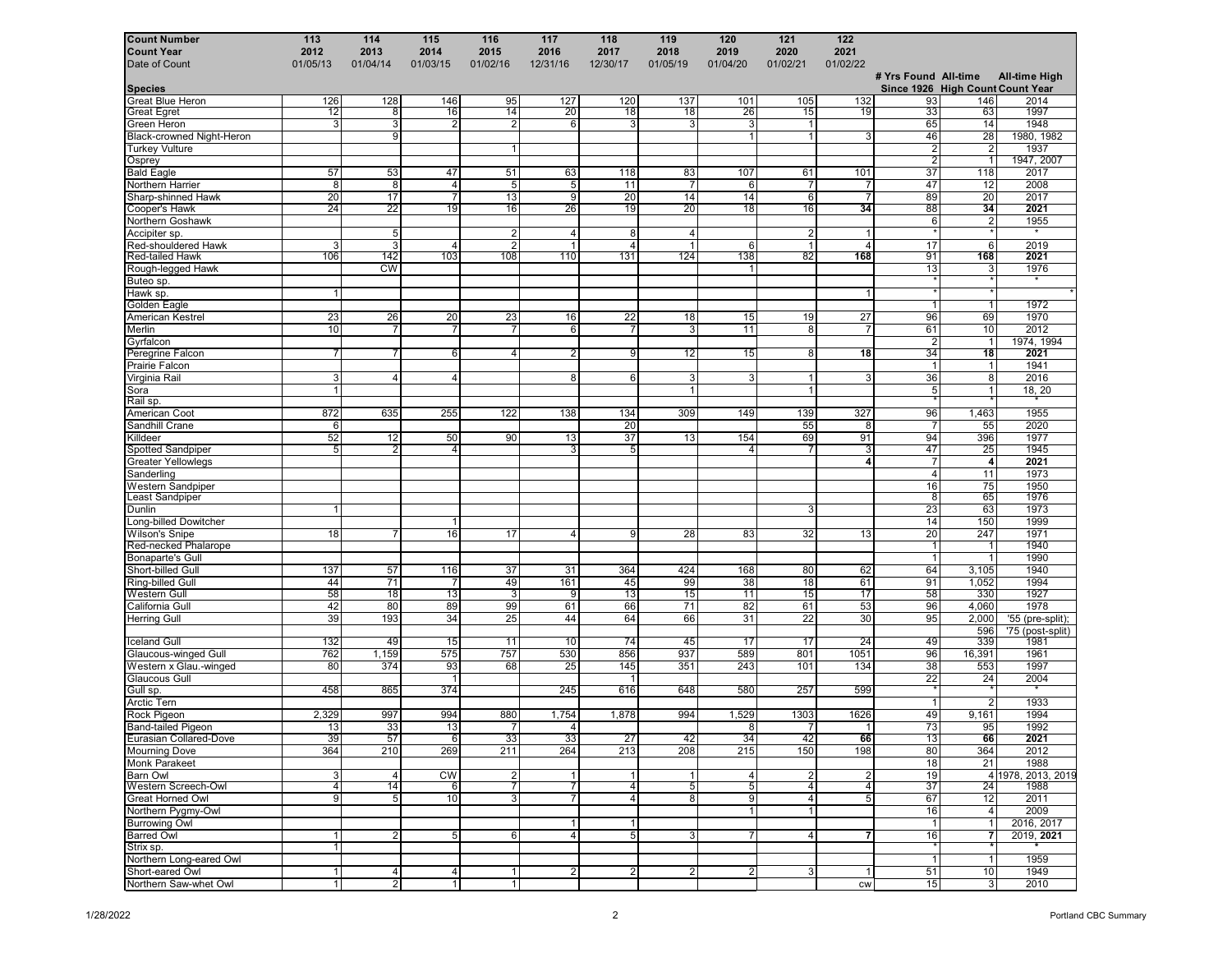| Count Number | 113 | 114 | 115 | 116 | 117 | 118 | 119 | 120 | 121 | 122 | | | |
|---|---|---|---|---|---|---|---|---|---|---|---|---|---|
| Count Year | 2012 | 2013 | 2014 | 2015 | 2016 | 2017 | 2018 | 2019 | 2020 | 2021 | | | |
| Date of Count | 01/05/13 | 01/04/14 | 01/03/15 | 01/02/16 | 12/31/16 | 12/30/17 | 01/05/19 | 01/04/20 | 01/02/21 | 01/02/22 | | | |
| **Species** | | | | | | | | | | | **# Yrs Found Since 1926** | **All-time High Count** | **All-time High Count Year** |
| Great Blue Heron | 126 | 128 | 146 | 95 | 127 | 120 | 137 | 101 | 105 | 132 | 93 | 146 | 2014 |
| Great Egret | 12 | 8 | 16 | 14 | 20 | 18 | 18 | 26 | 15 | 19 | 33 | 63 | 1997 |
| Green Heron | 3 | 3 | 2 | 2 | 6 | 3 | 3 | 3 | 1 | | 65 | 14 | 1948 |
| Black-crowned Night-Heron | | 9 | | | | | | 1 | 1 | 3 | 46 | 28 | 1980, 1982 |
| Turkey Vulture | | | | 1 | | | | | | | 2 | 2 | 1937 |
| Osprey | | | | | | | | | | | 2 | 1 | 1947, 2007 |
| Bald Eagle | 57 | 53 | 47 | 51 | 63 | 118 | 83 | 107 | 61 | 101 | 37 | 118 | 2017 |
| Northern Harrier | 8 | 8 | 4 | 5 | 5 | 11 | 7 | 6 | 7 | 7 | 47 | 12 | 2008 |
| Sharp-shinned Hawk | 20 | 17 | 7 | 13 | 9 | 20 | 14 | 14 | 6 | 7 | 89 | 20 | 2017 |
| Cooper's Hawk | 24 | 22 | 19 | 16 | 26 | 19 | 20 | 18 | 16 | **34** | 88 | **34** | **2021** |
| Northern Goshawk | | | | | | | | | | | 6 | 2 | 1955 |
| Accipiter sp. | | 5 | | 2 | 4 | 8 | 4 | | 2 | 1 | * | * | * |
| Red-shouldered Hawk | 3 | 3 | 4 | 2 | 1 | 4 | 1 | 6 | 1 | 4 | 17 | 6 | 2019 |
| Red-tailed Hawk | 106 | 142 | 103 | 108 | 110 | 131 | 124 | 138 | 82 | **168** | 91 | **168** | **2021** |
| Rough-legged Hawk | | CW | | | | | | 1 | | | 13 | 3 | 1976 |
| Buteo sp. | | | | | | | | | | | * | * | * |
| Hawk sp. | 1 | | | | | | | | | 1 | * | * | * |
| Golden Eagle | | | | | | | | | | | 1 | 1 | 1972 |
| American Kestrel | 23 | 26 | 20 | 23 | 16 | 22 | 18 | 15 | 19 | 27 | 96 | 69 | 1970 |
| Merlin | 10 | 7 | 7 | 7 | 6 | 7 | 3 | 11 | 8 | 7 | 61 | 10 | 2012 |
| Gyrfalcon | | | | | | | | | | | 2 | 1 | 1974, 1994 |
| Peregrine Falcon | 7 | 7 | 6 | 4 | 2 | 9 | 12 | 15 | 8 | **18** | 34 | **18** | **2021** |
| Prairie Falcon | | | | | | | | | | | 1 | 1 | 1941 |
| Virginia Rail | 3 | 4 | 4 | | 8 | 6 | 3 | 3 | 1 | 3 | 36 | 8 | 2016 |
| Sora | 1 | | | | | | 1 | | 1 | | 5 | 1 | 18, 20 |
| Rail sp. | | | | | | | | | | | * | * | * |
| American Coot | 872 | 635 | 255 | 122 | 138 | 134 | 309 | 149 | 139 | 327 | 96 | 1,463 | 1955 |
| Sandhill Crane | 6 | | | | | 20 | | | 55 | 8 | 7 | 55 | 2020 |
| Killdeer | 52 | 12 | 50 | 90 | 13 | 37 | 13 | 154 | 69 | 91 | 94 | 396 | 1977 |
| Spotted Sandpiper | 5 | 2 | 4 | | 3 | 5 | | 4 | 7 | 3 | 47 | 25 | 1945 |
| Greater Yellowlegs | | | | | | | | | | **4** | 7 | **4** | **2021** |
| Sanderling | | | | | | | | | | | 4 | 11 | 1973 |
| Western Sandpiper | | | | | | | | | | | 16 | 75 | 1950 |
| Least Sandpiper | | | | | | | | | | | 8 | 65 | 1976 |
| Dunlin | 1 | | | | | | | | 3 | | 23 | 63 | 1973 |
| Long-billed Dowitcher | | | 1 | | | | | | | | 14 | 150 | 1999 |
| Wilson's Snipe | 18 | 7 | 16 | 17 | 4 | 9 | 28 | 83 | 32 | 13 | 20 | 247 | 1971 |
| Red-necked Phalarope | | | | | | | | | | | 1 | 1 | 1940 |
| Bonaparte's Gull | | | | | | | | | | | 1 | 1 | 1990 |
| Short-billed Gull | 137 | 57 | 116 | 37 | 31 | 364 | 424 | 168 | 80 | 62 | 64 | 3,105 | 1940 |
| Ring-billed Gull | 44 | 71 | 7 | 49 | 161 | 45 | 99 | 38 | 18 | 61 | 91 | 1,052 | 1994 |
| Western Gull | 58 | 18 | 13 | 3 | 9 | 13 | 15 | 11 | 15 | 17 | 58 | 330 | 1927 |
| California Gull | 42 | 80 | 89 | 99 | 61 | 66 | 71 | 82 | 61 | 53 | 96 | 4,060 | 1978 |
| Herring Gull | 39 | 193 | 34 | 25 | 44 | 64 | 66 | 31 | 22 | 30 | 95 | 2,000 | '55 (pre-split); |
| | | | | | | | | | | | | 596 | '75 (post-split) |
| Iceland Gull | 132 | 49 | 15 | 11 | 10 | 74 | 45 | 17 | 17 | 24 | 49 | 339 | 1981 |
| Glaucous-winged Gull | 762 | 1,159 | 575 | 757 | 530 | 856 | 937 | 589 | 801 | 1051 | 96 | 16,391 | 1961 |
| Western x Glau.-winged | 80 | 374 | 93 | 68 | 25 | 145 | 351 | 243 | 101 | 134 | 38 | 553 | 1997 |
| Glaucous Gull | | | 1 | | | 1 | | | | | 22 | 24 | 2004 |
| Gull sp. | 458 | 865 | 374 | | 245 | 616 | 648 | 580 | 257 | 599 | * | * | * |
| Arctic Tern | | | | | | | | | | | 1 | 2 | 1933 |
| Rock Pigeon | 2,329 | 997 | 994 | 880 | 1,754 | 1,878 | 994 | 1,529 | 1303 | 1626 | 49 | 9,161 | 1994 |
| Band-tailed Pigeon | 13 | 33 | 13 | 7 | 4 | | | 8 | 7 | 1 | 73 | 95 | 1992 |
| Eurasian Collared-Dove | 39 | 57 | 6 | 33 | 33 | 27 | 42 | 34 | 42 | **66** | 13 | **66** | **2021** |
| Mourning Dove | 364 | 210 | 269 | 211 | 264 | 213 | 208 | 215 | 150 | 198 | 80 | 364 | 2012 |
| Monk Parakeet | | | | | | | | | | | 18 | 21 | 1988 |
| Barn Owl | 3 | 4 | CW | 2 | 1 | 1 | 1 | 4 | 2 | 2 | 19 | 4 | 1978, 2013, 2019 |
| Western Screech-Owl | 4 | 14 | 6 | 7 | 7 | 4 | 5 | 5 | 4 | 4 | 37 | 24 | 1988 |
| Great Horned Owl | 9 | 5 | 10 | 3 | 7 | 4 | 8 | 9 | 4 | 5 | 67 | 12 | 2011 |
| Northern Pygmy-Owl | | | | | | | | 1 | 1 | | 16 | 4 | 2009 |
| Burrowing Owl | | | | | 1 | 1 | | | | | 1 | 1 | 2016, 2017 |
| Barred Owl | 1 | 2 | 5 | 6 | 4 | 5 | 3 | 7 | 4 | **7** | 16 | **7** | 2019, **2021** |
| Strix sp. | 1 | | | | | | | | | | * | * | * |
| Northern Long-eared Owl | | | | | | | | | | | 1 | 1 | 1959 |
| Short-eared Owl | 1 | 4 | 4 | 1 | 2 | 2 | 2 | 2 | 3 | 1 | 51 | 10 | 1949 |
| Northern Saw-whet Owl | 1 | 2 | 1 | 1 | | | | | | cw | 15 | 3 | 2010 |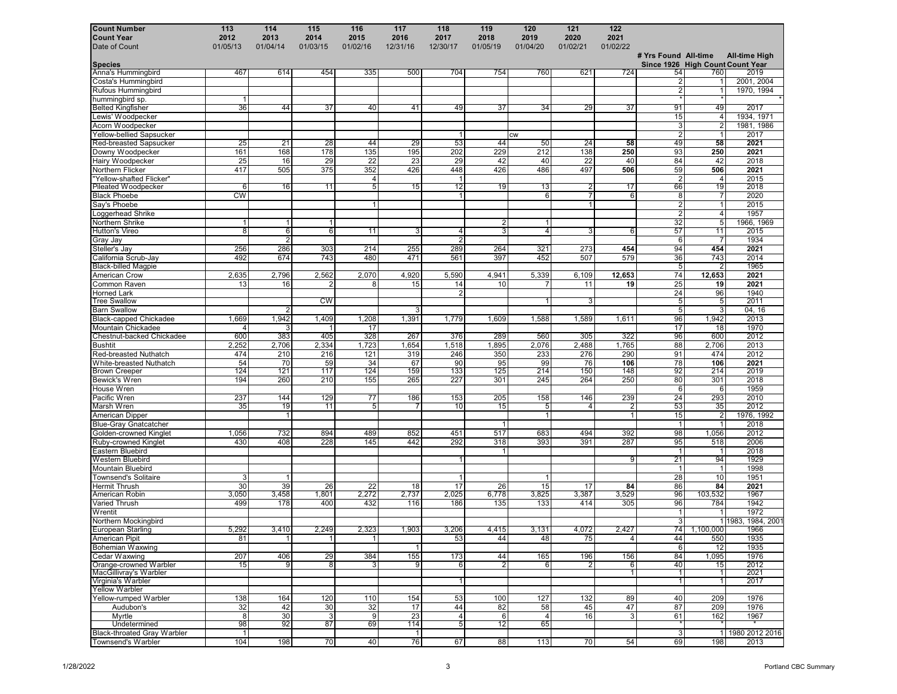| Count Number | 113 | 114 | 115 | 116 | 117 | 118 | 119 | 120 | 121 | 122 | | | |
|---|---|---|---|---|---|---|---|---|---|---|---|---|---|
| Count Year | 2012 | 2013 | 2014 | 2015 | 2016 | 2017 | 2018 | 2019 | 2020 | 2021 | | | |
| Date of Count | 01/05/13 | 01/04/14 | 01/03/15 | 01/02/16 | 12/31/16 | 12/30/17 | 01/05/19 | 01/04/20 | 01/02/21 | 01/02/22 | # Yrs Found Since 1926 | All-time High Count | All-time High Count Year |
| **Species** | | | | | | | | | | | | | |
| Anna's Hummingbird | 467 | 614 | 454 | 335 | 500 | 704 | 754 | 760 | 621 | 724 | 54 | 760 | 2019 |
| Costa's Hummingbird | | | | | | | | | | | 2 | 1 | 2001, 2004 |
| Rufous Hummingbird | | | | | | | | | | | 2 | 1 | 1970, 1994 |
| hummingbird sp. | 1 | | | | | | | | | | * | * | * |
| Belted Kingfisher | 36 | 44 | 37 | 40 | 41 | 49 | 37 | 34 | 29 | 37 | 91 | 49 | 2017 |
| Lewis' Woodpecker | | | | | | | | | | | 15 | 4 | 1934, 1971 |
| Acorn Woodpecker | | | | | | | | | | | 3 | 2 | 1981, 1986 |
| Yellow-bellied Sapsucker | | | | | | 1 | | cw | | | 2 | 1 | 2017 |
| Red-breasted Sapsucker | 25 | 21 | 28 | 44 | 29 | 53 | 44 | 50 | 24 | **58** | 49 | **58** | **2021** |
| Downy Woodpecker | 161 | 168 | 178 | 135 | 195 | 202 | 229 | 212 | 138 | **250** | 93 | **250** | **2021** |
| Hairy Woodpecker | 25 | 16 | 29 | 22 | 23 | 29 | 42 | 40 | 22 | 40 | 84 | 42 | 2018 |
| Northern Flicker | 417 | 505 | 375 | 352 | 426 | 448 | 426 | 486 | 497 | **506** | 59 | **506** | **2021** |
| "Yellow-shafted Flicker" | | | | 4 | | 1 | | | | | 2 | 4 | 2015 |
| Pileated Woodpecker | 6 | 16 | 11 | 5 | 15 | 12 | 19 | 13 | 2 | 17 | 66 | 19 | 2018 |
| Black Phoebe | CW | | | | | 1 | | 6 | 7 | 6 | 8 | 7 | 2020 |
| Say's Phoebe | | | | 1 | | | | | 1 | | 2 | 1 | 2015 |
| Loggerhead Shrike | | | | | | | | | | | 2 | 4 | 1957 |
| Northern Shrike | 1 | 1 | 1 | | | | 2 | 1 | | | 32 | 5 | 1966, 1969 |
| Hutton's Vireo | 8 | 6 | 6 | 11 | 3 | 4 | 3 | 4 | 3 | 6 | 57 | 11 | 2015 |
| Gray Jay | | 2 | | | | 2 | | | | | 6 | 7 | 1934 |
| Steller's Jay | 256 | 286 | 303 | 214 | 255 | 289 | 264 | 321 | 273 | **454** | 94 | **454** | **2021** |
| California Scrub-Jay | 492 | 674 | 743 | 480 | 471 | 561 | 397 | 452 | 507 | 579 | 36 | 743 | 2014 |
| Black-billed Magpie | | | | | | | | | | | 5 | 2 | 1965 |
| American Crow | 2,635 | 2,796 | 2,562 | 2,070 | 4,920 | 5,590 | 4,941 | 5,339 | 6,109 | **12,653** | 74 | **12,653** | **2021** |
| Common Raven | 13 | 16 | 2 | 8 | 15 | 14 | 10 | 7 | 11 | **19** | 25 | **19** | **2021** |
| Horned Lark | | | | | | 2 | | | | | 24 | 96 | 1940 |
| Tree Swallow | | | CW | | | | | 1 | 3 | | 5 | 5 | 2011 |
| Barn Swallow | | 2 | | | 3 | | | | | | 5 | 3 | 04, 16 |
| Black-capped Chickadee | 1,669 | 1,942 | 1,409 | 1,208 | 1,391 | 1,779 | 1,609 | 1,588 | 1,589 | 1,611 | 96 | 1,942 | 2013 |
| Mountain Chickadee | 4 | 3 | 1 | 17 | | | | | | | 17 | 18 | 1970 |
| Chestnut-backed Chickadee | 600 | 383 | 405 | 328 | 267 | 376 | 289 | 560 | 305 | 322 | 96 | 600 | 2012 |
| Bushtit | 2,252 | 2,706 | 2,334 | 1,723 | 1,654 | 1,518 | 1,895 | 2,076 | 2,488 | 1,765 | 88 | 2,706 | 2013 |
| Red-breasted Nuthatch | 474 | 210 | 216 | 121 | 319 | 246 | 350 | 233 | 276 | 290 | 91 | 474 | 2012 |
| White-breasted Nuthatch | 54 | 70 | 59 | 34 | 67 | 90 | 95 | 99 | 76 | **106** | 78 | **106** | **2021** |
| Brown Creeper | 124 | 121 | 117 | 124 | 159 | 133 | 125 | 214 | 150 | 148 | 92 | 214 | 2019 |
| Bewick's Wren | 194 | 260 | 210 | 155 | 265 | 227 | 301 | 245 | 264 | 250 | 80 | 301 | 2018 |
| House Wren | | | | | | | | | | | 6 | 6 | 1959 |
| Pacific Wren | 237 | 144 | 129 | 77 | 186 | 153 | 205 | 158 | 146 | 239 | 24 | 293 | 2010 |
| Marsh Wren | 35 | 19 | 11 | 5 | 7 | 10 | 15 | 5 | 4 | 2 | 53 | 35 | 2012 |
| American Dipper | | 1 | | | | | | 1 | | 1 | 15 | 2 | 1976, 1992 |
| Blue-Gray Gnatcatcher | | | | | | | 1 | | | | 1 | 1 | 2018 |
| Golden-crowned Kinglet | 1,056 | 732 | 894 | 489 | 852 | 451 | 517 | 683 | 494 | 392 | 98 | 1,056 | 2012 |
| Ruby-crowned Kinglet | 430 | 408 | 228 | 145 | 442 | 292 | 318 | 393 | 391 | 287 | 95 | 518 | 2006 |
| Eastern Bluebird | | | | | | | 1 | | | | 1 | 1 | 2018 |
| Western Bluebird | | | | | | 1 | | | | 9 | 21 | 94 | 1929 |
| Mountain Bluebird | | | | | | | | | | | 1 | 1 | 1998 |
| Townsend's Solitaire | 3 | 1 | | | | 1 | | 1 | | | 28 | 10 | 1951 |
| Hermit Thrush | 30 | 39 | 26 | 22 | 18 | 17 | 26 | 15 | 17 | **84** | 86 | **84** | **2021** |
| American Robin | 3,050 | 3,458 | 1,801 | 2,272 | 2,737 | 2,025 | 6,778 | 3,825 | 3,387 | 3,529 | 96 | 103,532 | 1967 |
| Varied Thrush | 499 | 178 | 400 | 432 | 116 | 186 | 135 | 133 | 414 | 305 | 96 | 784 | 1942 |
| Wrentit | | | | | | | | | | | 1 | 1 | 1972 |
| Northern Mockingbird | | | | | | | | | | | 3 | 1 | 1983, 1984, 2001 |
| European Starling | 5,292 | 3,410 | 2,249 | 2,323 | 1,903 | 3,206 | 4,415 | 3,131 | 4,072 | 2,427 | 74 | 1,100,000 | 1966 |
| American Pipit | 81 | 1 | 1 | 1 | | 53 | 44 | 48 | 75 | 4 | 44 | 550 | 1935 |
| Bohemian Waxwing | | | | | 1 | | | | | | 6 | 12 | 1935 |
| Cedar Waxwing | 207 | 406 | 29 | 384 | 155 | 173 | 44 | 165 | 196 | 156 | 84 | 1,095 | 1976 |
| Orange-crowned Warbler | 15 | 9 | 8 | 3 | 9 | 6 | 2 | 6 | 2 | 6 | 40 | 15 | 2012 |
| MacGillivray's Warbler | | | | | | | | | | 1 | 1 | 1 | 2021 |
| Virginia's Warbler | | | | | | 1 | | | | | 1 | 1 | 2017 |
| Yellow Warbler | | | | | | | | | | | | | |
| Yellow-rumped Warbler | 138 | 164 | 120 | 110 | 154 | 53 | 100 | 127 | 132 | 89 | 40 | 209 | 1976 |
| Audubon's | 32 | 42 | 30 | 32 | 17 | 44 | 82 | 58 | 45 | 47 | 87 | 209 | 1976 |
| Myrtle | 8 | 30 | 3 | 9 | 23 | 4 | 6 | 4 | 16 | 3 | 61 | 162 | 1967 |
| Undetermined | 98 | 92 | 87 | 69 | 114 | 5 | 12 | 65 | | | * | * | * |
| Black-throated Gray Warbler | 1 | | | | 1 | | | | | | 3 | 1 | 1980 2012 2016 |
| Townsend's Warbler | 104 | 198 | 70 | 40 | 76 | 67 | 88 | 113 | 70 | 54 | 69 | 198 | 2013 |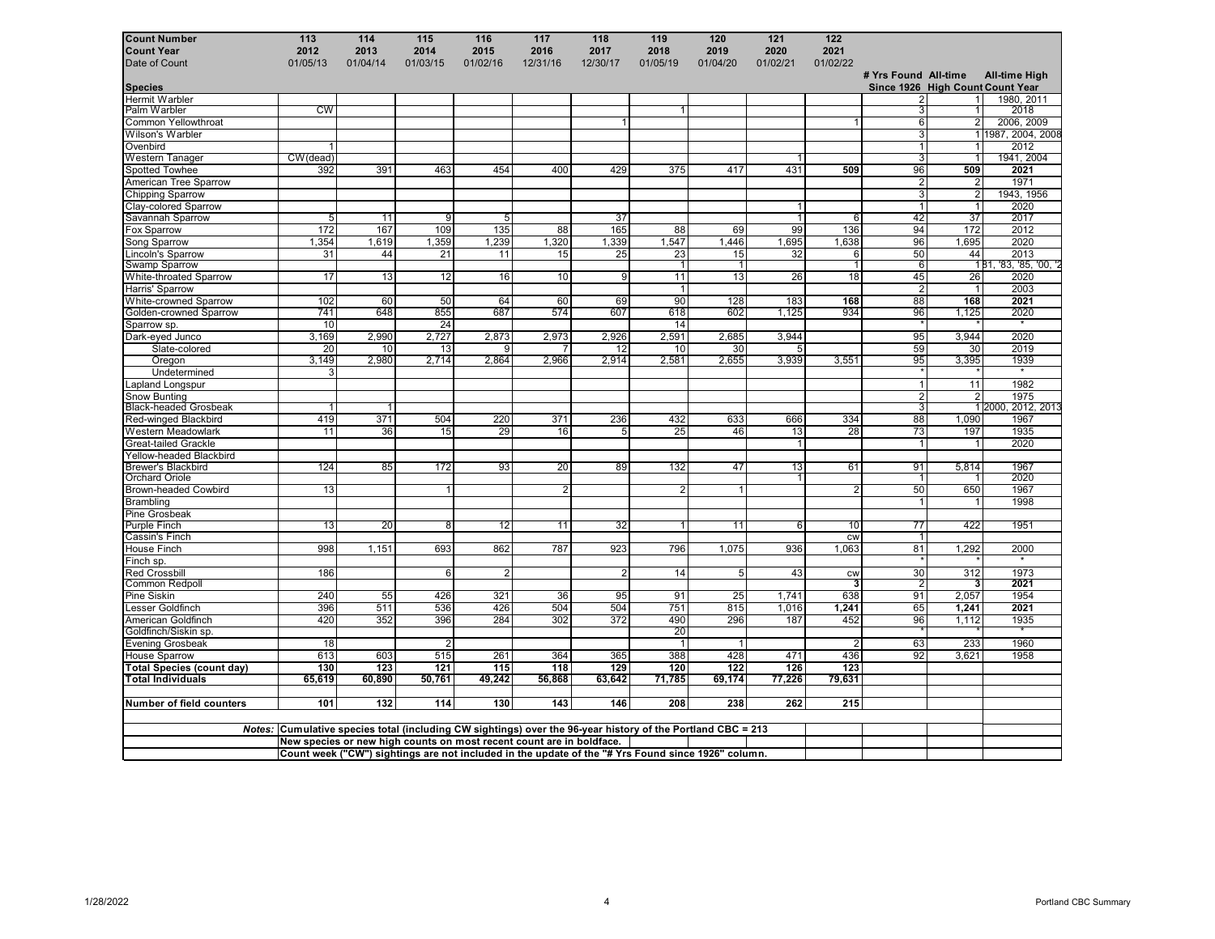| Count Number | 113 | 114 | 115 | 116 | 117 | 118 | 119 | 120 | 121 | 122 | | | |
|---|---|---|---|---|---|---|---|---|---|---|---|---|---|
| Count Year | 2012 | 2013 | 2014 | 2015 | 2016 | 2017 | 2018 | 2019 | 2020 | 2021 | | | |
| Date of Count | 01/05/13 | 01/04/14 | 01/03/15 | 01/02/16 | 12/31/16 | 12/30/17 | 01/05/19 | 01/04/20 | 01/02/21 | 01/02/22 | | | |
| **Species** | | | | | | | | | | | **# Yrs Found Since 1926** | **All-time High Count** | **All-time High Count Year** |
| Hermit Warbler | | | | | | | | | | | 2 | 1 | 1980, 2011 |
| Palm Warbler | CW | | | | | | 1 | | | | 3 | 1 | 2018 |
| Common Yellowthroat | | | | | | 1 | | | | 1 | 6 | 2 | 2006, 2009 |
| Wilson's Warbler | | | | | | | | | | | 3 | 1 | 1987, 2004, 2008 |
| Ovenbird | 1 | | | | | | | | | | 1 | 1 | 2012 |
| Western Tanager | CW(dead) | | | | | | | | 1 | | 3 | 1 | 1941, 2004 |
| Spotted Towhee | 392 | 391 | 463 | 454 | 400 | 429 | 375 | 417 | 431 | **509** | 96 | **509** | **2021** |
| American Tree Sparrow | | | | | | | | | | | 2 | 2 | 1971 |
| Chipping Sparrow | | | | | | | | | | | 3 | 2 | 1943, 1956 |
| Clay-colored Sparrow | | | | | | | | | 1 | | 1 | 1 | 2020 |
| Savannah Sparrow | 5 | 11 | 9 | 5 | | 37 | | | 1 | 6 | 42 | 37 | 2017 |
| Fox Sparrow | 172 | 167 | 109 | 135 | 88 | 165 | 88 | 69 | 99 | 136 | 94 | 172 | 2012 |
| Song Sparrow | 1,354 | 1,619 | 1,359 | 1,239 | 1,320 | 1,339 | 1,547 | 1,446 | 1,695 | 1,638 | 96 | 1,695 | 2020 |
| Lincoln's Sparrow | 31 | 44 | 21 | 11 | 15 | 25 | 23 | 15 | 32 | 6 | 50 | 44 | 2013 |
| Swamp Sparrow | | | | | | | 1 | 1 | | 1 | 6 | 1 | '81, '83, '85, '00, '2 |
| White-throated Sparrow | 17 | 13 | 12 | 16 | 10 | 9 | 11 | 13 | 26 | 18 | 45 | 26 | 2020 |
| Harris' Sparrow | | | | | | | 1 | | | | 2 | 1 | 2003 |
| White-crowned Sparrow | 102 | 60 | 50 | 64 | 60 | 69 | 90 | 128 | 183 | **168** | 88 | **168** | **2021** |
| Golden-crowned Sparrow | 741 | 648 | 855 | 687 | 574 | 607 | 618 | 602 | 1,125 | 934 | 96 | 1,125 | 2020 |
| Sparrow sp. | 10 | | 24 | | | | 14 | | | | * | * | * |
| Dark-eyed Junco | 3,169 | 2,990 | 2,727 | 2,873 | 2,973 | 2,926 | 2,591 | 2,685 | 3,944 | | 95 | 3,944 | 2020 |
| Slate-colored | 20 | 10 | 13 | 9 | 7 | 12 | 10 | 30 | 5 | | 59 | 30 | 2019 |
| Oregon | 3,149 | 2,980 | 2,714 | 2,864 | 2,966 | 2,914 | 2,581 | 2,655 | 3,939 | 3,551 | 95 | 3,395 | 1939 |
| Undetermined | 3 | | | | | | | | | | * | * | * |
| Lapland Longspur | | | | | | | | | | | 1 | 11 | 1982 |
| Snow Bunting | | | | | | | | | | | 2 | 2 | 1975 |
| Black-headed Grosbeak | 1 | 1 | | | | | | | | | 3 | 1 | 2000, 2012, 2013 |
| Red-winged Blackbird | 419 | 371 | 504 | 220 | 371 | 236 | 432 | 633 | 666 | 334 | 88 | 1,090 | 1967 |
| Western Meadowlark | 11 | 36 | 15 | 29 | 16 | 5 | 25 | 46 | 13 | 28 | 73 | 197 | 1935 |
| Great-tailed Grackle | | | | | | | | | 1 | | 1 | 1 | 2020 |
| Yellow-headed Blackbird | | | | | | | | | | | | | |
| Brewer's Blackbird | 124 | 85 | 172 | 93 | 20 | 89 | 132 | 47 | 13 | 61 | 91 | 5,814 | 1967 |
| Orchard Oriole | | | | | | | | | 1 | | 1 | 1 | 2020 |
| Brown-headed Cowbird | 13 | | 1 | | 2 | | 2 | 1 | | 2 | 50 | 650 | 1967 |
| Brambling | | | | | | | | | | | 1 | 1 | 1998 |
| Pine Grosbeak | | | | | | | | | | | | | |
| Purple Finch | 13 | 20 | 8 | 12 | 11 | 32 | 1 | 11 | 6 | 10 | 77 | 422 | 1951 |
| Cassin's Finch | | | | | | | | | | cw | 1 | | |
| House Finch | 998 | 1,151 | 693 | 862 | 787 | 923 | 796 | 1,075 | 936 | 1,063 | 81 | 1,292 | 2000 |
| Finch sp. | | | | | | | | | | | * | * | * |
| Red Crossbill | 186 | | 6 | 2 | | 2 | 14 | 5 | 43 | cw | 30 | 312 | 1973 |
| Common Redpoll | | | | | | | | | | **3** | 2 | **3** | **2021** |
| Pine Siskin | 240 | 55 | 426 | 321 | 36 | 95 | 91 | 25 | 1,741 | 638 | 91 | 2,057 | 1954 |
| Lesser Goldfinch | 396 | 511 | 536 | 426 | 504 | 504 | 751 | 815 | 1,016 | **1,241** | 65 | **1,241** | **2021** |
| American Goldfinch | 420 | 352 | 396 | 284 | 302 | 372 | 490 | 296 | 187 | 452 | 96 | 1,112 | 1935 |
| Goldfinch/Siskin sp. | | | | | | | 20 | | | | * | * | * |
| Evening Grosbeak | 18 | | 2 | | | | 1 | 1 | | 2 | 63 | 233 | 1960 |
| House Sparrow | 613 | 603 | 515 | 261 | 364 | 365 | 388 | 428 | 471 | 436 | 92 | 3,621 | 1958 |
| **Total Species (count day)** | **130** | **123** | **121** | **115** | **118** | **129** | **120** | **122** | **126** | **123** | | | |
| **Total Individuals** | **65,619** | **60,890** | **50,761** | **49,242** | **56,868** | **63,642** | **71,785** | **69,174** | **77,226** | **79,631** | | | |
| | | | | | | | | | | | | | |
| **Number of field counters** | **101** | **132** | **114** | **130** | **143** | **146** | **208** | **238** | **262** | **215** | | | |

***Notes:*** **Cumulative species total (including CW sightings) over the 96-year history of the Portland CBC = 213**

**New species or new high counts on most recent count are in boldface.**

**Count week ("CW") sightings are not included in the update of the "# Yrs Found since 1926" column.**